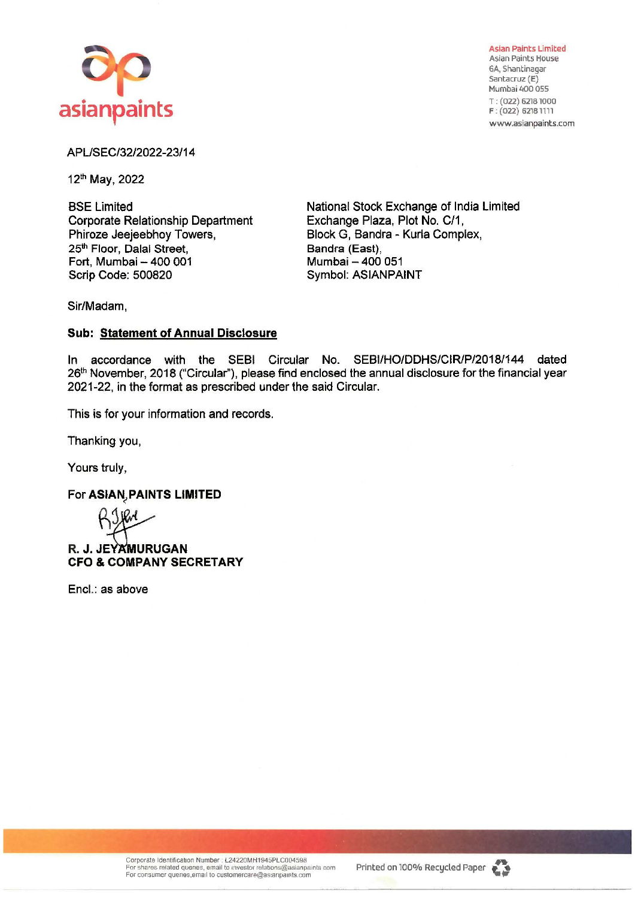asianpaints

**Asian Paints Limited**
Asian Paints House
6A, Shantinagar
Santacruz (E)
Mumbai 400 055
T : (022) 6218 1000
F : (022) 6218 1111
www.asianpaints.com

APL/SEC/32/2022-23/14

12th May, 2022

BSE Limited
Corporate Relationship Department
Phiroze Jeejeebhoy Towers,
25th Floor, Dalal Street,
Fort, Mumbai – 400 001
Scrip Code: 500820

National Stock Exchange of India Limited
Exchange Plaza, Plot No. C/1,
Block G, Bandra - Kurla Complex,
Bandra (East),
Mumbai – 400 051
Symbol: ASIANPAINT

Sir/Madam,

**Sub: Statement of Annual Disclosure**

In accordance with the SEBI Circular No. SEBI/HO/DDHS/CIR/P/2018/144 dated 26th November, 2018 ("Circular"), please find enclosed the annual disclosure for the financial year 2021-22, in the format as prescribed under the said Circular.

This is for your information and records.

Thanking you,

Yours truly,

For **ASIAN PAINTS LIMITED**

**R. J. JEYAMURUGAN**
**CFO & COMPANY SECRETARY**

Encl.: as above

Corporate Identification Number : L24220MH1945PLC004598
For shares related queries, email to investor.relations@asianpaints.com
For consumer queries, email to customercare@asianpaints.com

Printed on 100% Recycled Paper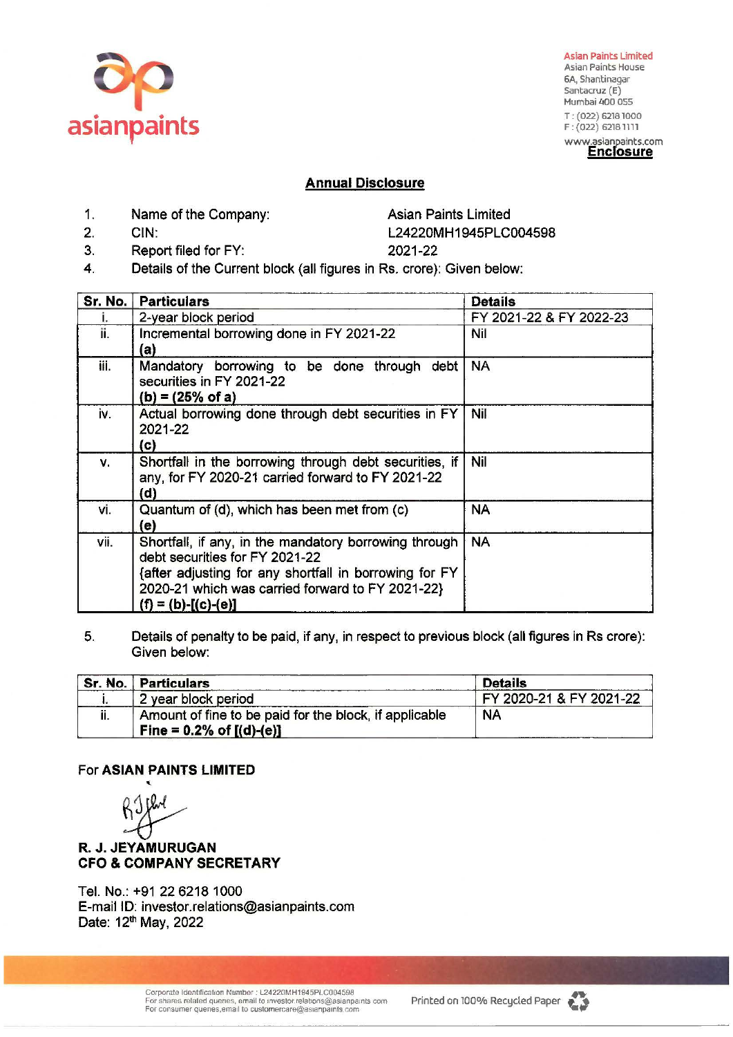Asian Paints Limited
Asian Paints House
6A, Shantinagar
Santacruz (E)
Mumbai 400 055
T : (022) 6218 1000
F : (022) 6218 1111
www.asianpaints.com

**Enclosure**

## Annual Disclosure

1. Name of the Company: Asian Paints Limited
2. CIN: L24220MH1945PLC004598
3. Report filed for FY: 2021-22
4. Details of the Current block (all figures in Rs. crore): Given below:

| Sr. No. | Particulars | Details |
|---|---|---|
| i. | 2-year block period | FY 2021-22 & FY 2022-23 |
| ii. | Incremental borrowing done in FY 2021-22 **(a)** | Nil |
| iii. | Mandatory borrowing to be done through debt securities in FY 2021-22 **(b) = (25% of a)** | NA |
| iv. | Actual borrowing done through debt securities in FY 2021-22 **(c)** | Nil |
| v. | Shortfall in the borrowing through debt securities, if any, for FY 2020-21 carried forward to FY 2021-22 **(d)** | Nil |
| vi. | Quantum of (d), which has been met from (c) **(e)** | NA |
| vii. | Shortfall, if any, in the mandatory borrowing through debt securities for FY 2021-22 {after adjusting for any shortfall in borrowing for FY 2020-21 which was carried forward to FY 2021-22} **(f) = (b)-[(c)-(e)]** | NA |

5. Details of penalty to be paid, if any, in respect to previous block (all figures in Rs crore): Given below:

| Sr. No. | Particulars | Details |
|---|---|---|
| i. | 2 year block period | FY 2020-21 & FY 2021-22 |
| ii. | Amount of fine to be paid for the block, if applicable **Fine = 0.2% of [(d)-(e)]** | NA |

For **ASIAN PAINTS LIMITED**

**R. J. JEYAMURUGAN**
**CFO & COMPANY SECRETARY**

Tel. No.: +91 22 6218 1000
E-mail ID: investor.relations@asianpaints.com
Date: 12th May, 2022

Corporate Identification Number : L24220MH1945PLC004598
For shares related queries, email to investor.relations@asianpaints.com
For consumer queries, email to customercare@asianpaints.com

Printed on 100% Recycled Paper